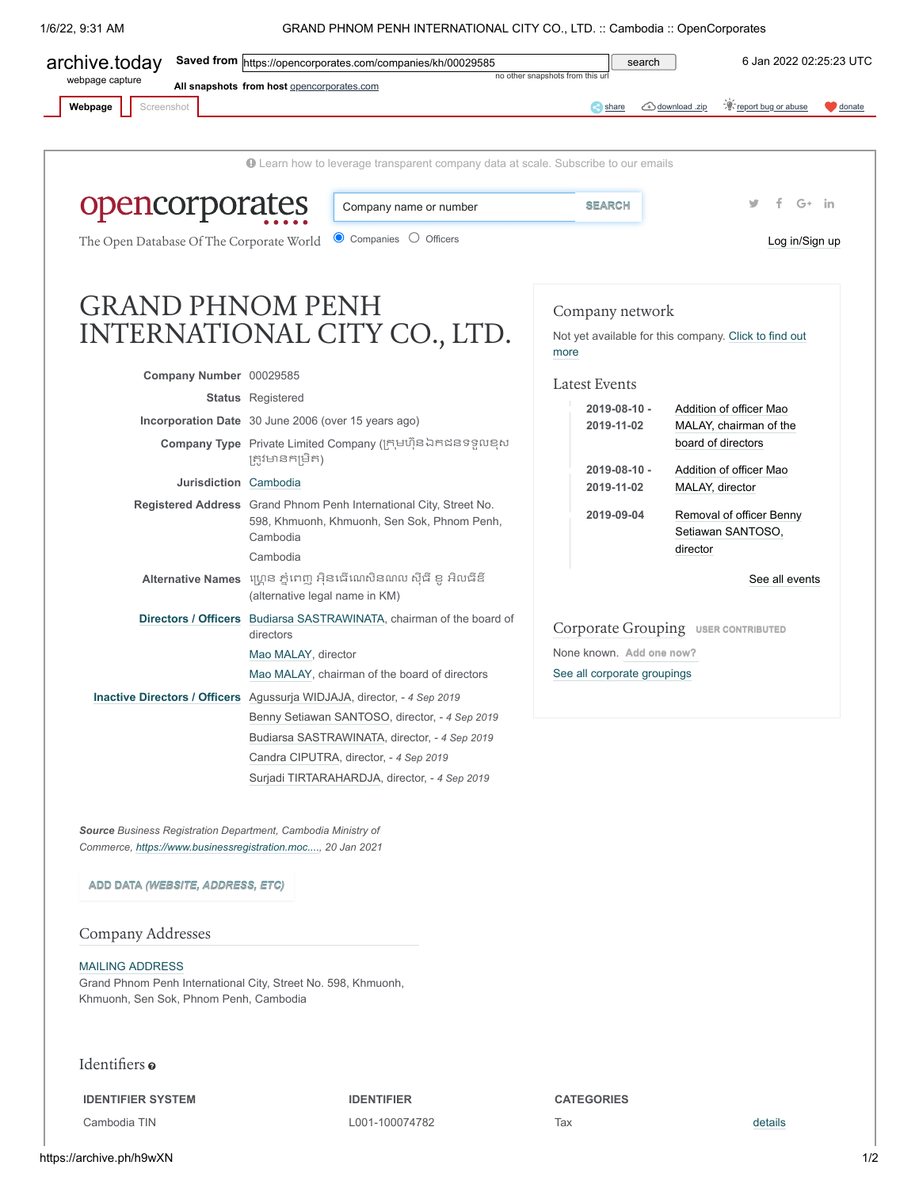archive.today webpage capture

Saved from https://opencorporates.com/companies/kh/00029585 search 6 Jan 2022 02:25:23 UTC

no other snapshots from this url

All snapshots from host opencorporates.com

Webpage | Screenshot | share | download .zip | report bug or abuse | donate

Learn how to leverage transparent company data at scale. Subscribe to our emails

opencorporates

The Open Database Of The Corporate World

Company name or number SEARCH

Companies Officers

Log in/Sign up

# GRAND PHNOM PENH INTERNATIONAL CITY CO., LTD.

**Company Number** 00029585

**Status** Registered

**Incorporation Date** 30 June 2006 (over 15 years ago)

**Company Type** Private Limited Company (ក្រុមហ៊ុនឯកជនទទួលខុសត្រូវមានកម្រិត)

**Jurisdiction** Cambodia

**Registered Address** Grand Phnom Penh International City, Street No. 598, Khmuonh, Khmuonh, Sen Sok, Phnom Penh, Cambodia
Cambodia

**Alternative Names** ហ្គ្រេន ភ្នំពេញ អ៊ិនធើណេសិនណល ស៊ីធី ខូ អិលធីឌី (alternative legal name in KM)

**Directors / Officers**
- Budiarsa SASTRAWINATA, chairman of the board of directors
- Mao MALAY, director
- Mao MALAY, chairman of the board of directors

**Inactive Directors / Officers**
- Agussurja WIDJAJA, director, - *4 Sep 2019*
- Benny Setiawan SANTOSO, director, - *4 Sep 2019*
- Budiarsa SASTRAWINATA, director, - *4 Sep 2019*
- Candra CIPUTRA, director, - *4 Sep 2019*
- Surjadi TIRTARAHARDJA, director, - *4 Sep 2019*

***Source*** *Business Registration Department, Cambodia Ministry of Commerce, https://www.businessregistration.moc...., 20 Jan 2021*

ADD DATA (*WEBSITE, ADDRESS, ETC*)

## Company Addresses

MAILING ADDRESS
Grand Phnom Penh International City, Street No. 598, Khmuonh, Khmuonh, Sen Sok, Phnom Penh, Cambodia

## Identifiers

| IDENTIFIER SYSTEM | IDENTIFIER | CATEGORIES | |
|---|---|---|---|
| Cambodia TIN | L001-100074782 | Tax | details |

## Company network

Not yet available for this company. Click to find out more

## Latest Events

| Date | Event |
|---|---|
| 2019-08-10 - 2019-11-02 | Addition of officer Mao MALAY, chairman of the board of directors |
| 2019-08-10 - 2019-11-02 | Addition of officer Mao MALAY, director |
| 2019-09-04 | Removal of officer Benny Setiawan SANTOSO, director |

See all events

## Corporate Grouping USER CONTRIBUTED

None known. Add one now?

See all corporate groupings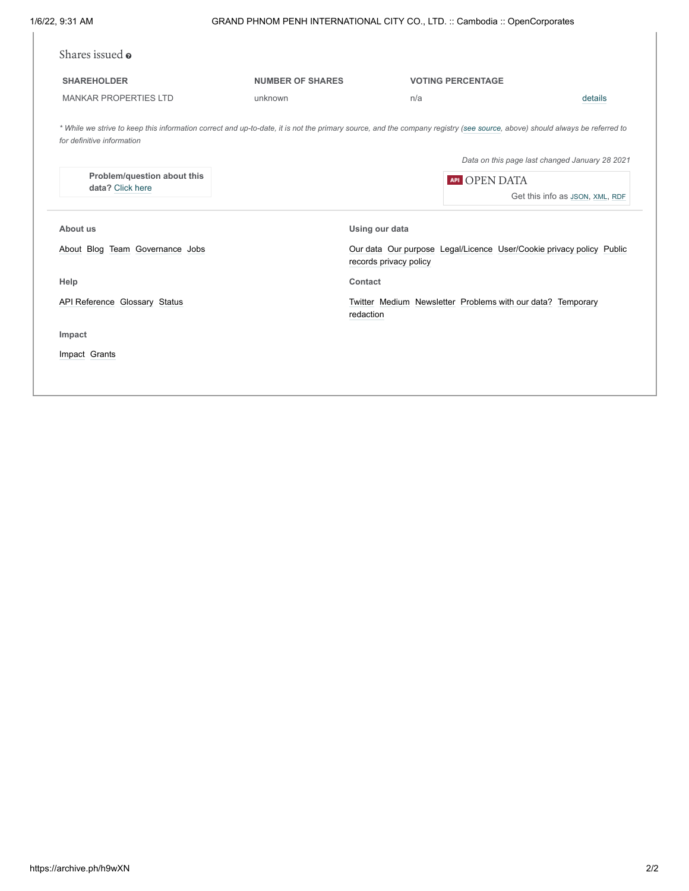## Shares issued

| SHAREHOLDER | NUMBER OF SHARES | VOTING PERCENTAGE | |
|---|---|---|---|
| MANKAR PROPERTIES LTD | unknown | n/a | details |

*\* While we strive to keep this information correct and up-to-date, it is not the primary source, and the company registry (see source, above) should always be referred to for definitive information*

*Data on this page last changed January 28 2021*

**Problem/question about this data?** Click here

OPEN DATA

Get this info as JSON, XML, RDF

**About us**

About Blog Team Governance Jobs

**Using our data**

Our data Our purpose Legal/Licence User/Cookie privacy policy Public records privacy policy

**Help**

API Reference Glossary Status

**Contact**

Twitter Medium Newsletter Problems with our data? Temporary redaction

**Impact**

Impact Grants